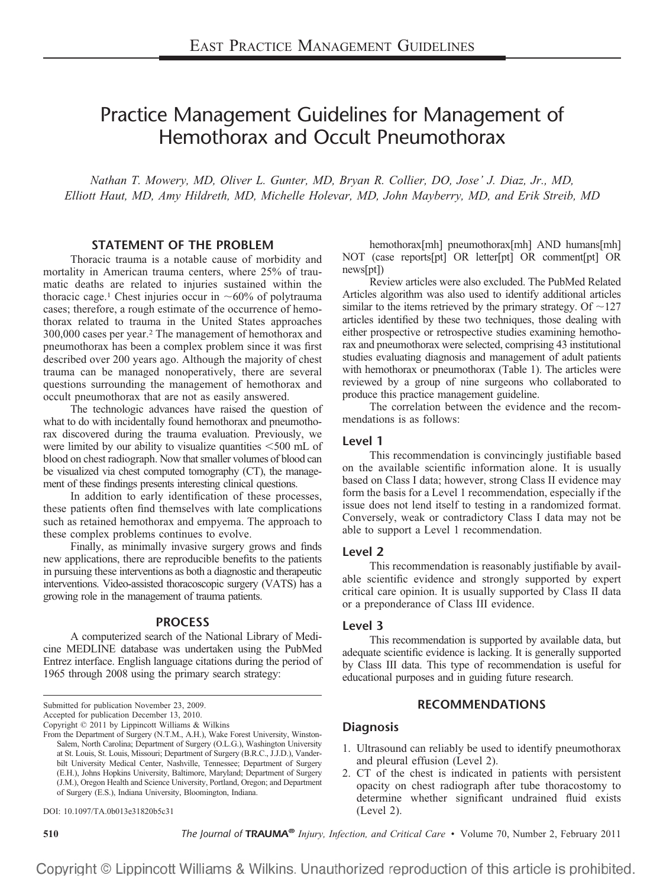# Practice Management Guidelines for Management of Hemothorax and Occult Pneumothorax

*Nathan T. Mowery, MD, Oliver L. Gunter, MD, Bryan R. Collier, DO, Jose' J. Diaz, Jr., MD, Elliott Haut, MD, Amy Hildreth, MD, Michelle Holevar, MD, John Mayberry, MD, and Erik Streib, MD*

## STATEMENT OF THE PROBLEM

Thoracic trauma is a notable cause of morbidity and mortality in American trauma centers, where 25% of traumatic deaths are related to injuries sustained within the thoracic cage.[1] Chest injuries occur in ~60% of polytrauma cases; therefore, a rough estimate of the occurrence of hemothorax related to trauma in the United States approaches 300,000 cases per year.[2] The management of hemothorax and pneumothorax has been a complex problem since it was first described over 200 years ago. Although the majority of chest trauma can be managed nonoperatively, there are several questions surrounding the management of hemothorax and occult pneumothorax that are not as easily answered.

The technologic advances have raised the question of what to do with incidentally found hemothorax and pneumothorax discovered during the trauma evaluation. Previously, we were limited by our ability to visualize quantities <500 mL of blood on chest radiograph. Now that smaller volumes of blood can be visualized via chest computed tomography (CT), the management of these findings presents interesting clinical questions.

In addition to early identification of these processes, these patients often find themselves with late complications such as retained hemothorax and empyema. The approach to these complex problems continues to evolve.

Finally, as minimally invasive surgery grows and finds new applications, there are reproducible benefits to the patients in pursuing these interventions as both a diagnostic and therapeutic interventions. Video-assisted thoracoscopic surgery (VATS) has a growing role in the management of trauma patients.

## PROCESS

A computerized search of the National Library of Medicine MEDLINE database was undertaken using the PubMed Entrez interface. English language citations during the period of 1965 through 2008 using the primary search strategy:

hemothorax[mh] pneumothorax[mh] AND humans[mh] NOT (case reports[pt] OR letter[pt] OR comment[pt] OR news[pt])

Review articles were also excluded. The PubMed Related Articles algorithm was also used to identify additional articles similar to the items retrieved by the primary strategy. Of ~127 articles identified by these two techniques, those dealing with either prospective or retrospective studies examining hemothorax and pneumothorax were selected, comprising 43 institutional studies evaluating diagnosis and management of adult patients with hemothorax or pneumothorax (Table 1). The articles were reviewed by a group of nine surgeons who collaborated to produce this practice management guideline.

The correlation between the evidence and the recommendations is as follows:

### Level 1

This recommendation is convincingly justifiable based on the available scientific information alone. It is usually based on Class I data; however, strong Class II evidence may form the basis for a Level 1 recommendation, especially if the issue does not lend itself to testing in a randomized format. Conversely, weak or contradictory Class I data may not be able to support a Level 1 recommendation.

### Level 2

This recommendation is reasonably justifiable by available scientific evidence and strongly supported by expert critical care opinion. It is usually supported by Class II data or a preponderance of Class III evidence.

### Level 3

This recommendation is supported by available data, but adequate scientific evidence is lacking. It is generally supported by Class III data. This type of recommendation is useful for educational purposes and in guiding future research.

## RECOMMENDATIONS

### Diagnosis

1. Ultrasound can reliably be used to identify pneumothorax and pleural effusion (Level 2).
2. CT of the chest is indicated in patients with persistent opacity on chest radiograph after tube thoracostomy to determine whether significant undrained fluid exists (Level 2).

---

Submitted for publication November 23, 2009.
Accepted for publication December 13, 2010.
Copyright © 2011 by Lippincott Williams & Wilkins
From the Department of Surgery (N.T.M., A.H.), Wake Forest University, Winston-Salem, North Carolina; Department of Surgery (O.L.G.), Washington University at St. Louis, St. Louis, Missouri; Department of Surgery (B.R.C., J.J.D.), Vanderbilt University Medical Center, Nashville, Tennessee; Department of Surgery (E.H.), Johns Hopkins University, Baltimore, Maryland; Department of Surgery (J.M.), Oregon Health and Science University, Portland, Oregon; and Department of Surgery (E.S.), Indiana University, Bloomington, Indiana.

DOI: 10.1097/TA.0b013e31820b5c31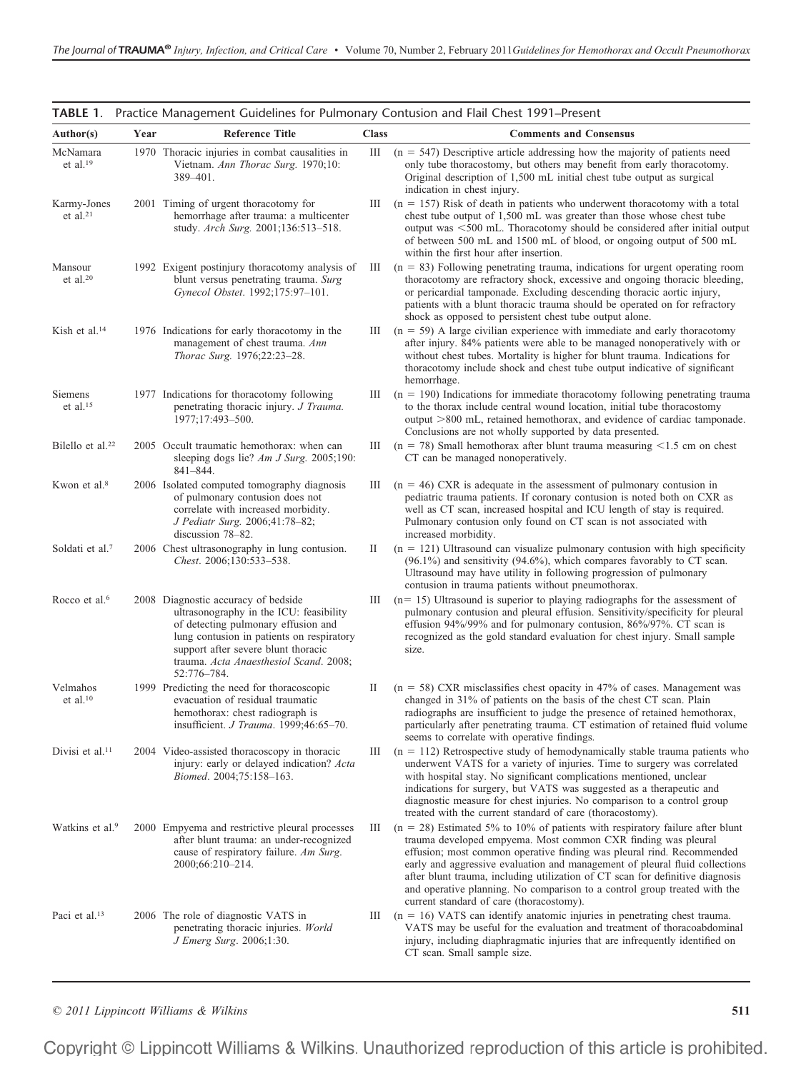**TABLE 1.** Practice Management Guidelines for Pulmonary Contusion and Flail Chest 1991–Present

| Author(s) | Year | Reference Title | Class | Comments and Consensus |
|---|---|---|---|---|
| McNamara et al.[19] | 1970 | Thoracic injuries in combat causalities in Vietnam. *Ann Thorac Surg.* 1970;10: 389–401. | III | (n = 547) Descriptive article addressing how the majority of patients need only tube thoracostomy, but others may benefit from early thoracotomy. Original description of 1,500 mL initial chest tube output as surgical indication in chest injury. |
| Karmy-Jones et al.[21] | 2001 | Timing of urgent thoracotomy for hemorrhage after trauma: a multicenter study. *Arch Surg.* 2001;136:513–518. | III | (n = 157) Risk of death in patients who underwent thoracotomy with a total chest tube output of 1,500 mL was greater than those whose chest tube output was <500 mL. Thoracotomy should be considered after initial output of between 500 mL and 1500 mL of blood, or ongoing output of 500 mL within the first hour after insertion. |
| Mansour et al.[20] | 1992 | Exigent postinjury thoracotomy analysis of blunt versus penetrating trauma. *Surg Gynecol Obstet*. 1992;175:97–101. | III | (n = 83) Following penetrating trauma, indications for urgent operating room thoracotomy are refractory shock, excessive and ongoing thoracic bleeding, or pericardial tamponade. Excluding descending thoracic aortic injury, patients with a blunt thoracic trauma should be operated on for refractory shock as opposed to persistent chest tube output alone. |
| Kish et al.[14] | 1976 | Indications for early thoracotomy in the management of chest trauma. *Ann Thorac Surg.* 1976;22:23–28. | III | (n = 59) A large civilian experience with immediate and early thoracotomy after injury. 84% patients were able to be managed nonoperatively with or without chest tubes. Mortality is higher for blunt trauma. Indications for thoracotomy include shock and chest tube output indicative of significant hemorrhage. |
| Siemens et al.[15] | 1977 | Indications for thoracotomy following penetrating thoracic injury. *J Trauma.* 1977;17:493–500. | III | (n = 190) Indications for immediate thoracotomy following penetrating trauma to the thorax include central wound location, initial tube thoracostomy output >800 mL, retained hemothorax, and evidence of cardiac tamponade. Conclusions are not wholly supported by data presented. |
| Bilello et al.[22] | 2005 | Occult traumatic hemothorax: when can sleeping dogs lie? *Am J Surg.* 2005;190: 841–844. | III | (n = 78) Small hemothorax after blunt trauma measuring <1.5 cm on chest CT can be managed nonoperatively. |
| Kwon et al.[8] | 2006 | Isolated computed tomography diagnosis of pulmonary contusion does not correlate with increased morbidity. *J Pediatr Surg.* 2006;41:78–82; discussion 78–82. | III | (n = 46) CXR is adequate in the assessment of pulmonary contusion in pediatric trauma patients. If coronary contusion is noted both on CXR as well as CT scan, increased hospital and ICU length of stay is required. Pulmonary contusion only found on CT scan is not associated with increased morbidity. |
| Soldati et al.[7] | 2006 | Chest ultrasonography in lung contusion. *Chest*. 2006;130:533–538. | II | (n = 121) Ultrasound can visualize pulmonary contusion with high specificity (96.1%) and sensitivity (94.6%), which compares favorably to CT scan. Ultrasound may have utility in following progression of pulmonary contusion in trauma patients without pneumothorax. |
| Rocco et al.[6] | 2008 | Diagnostic accuracy of bedside ultrasonography in the ICU: feasibility of detecting pulmonary effusion and lung contusion in patients on respiratory support after severe blunt thoracic trauma. *Acta Anaesthesiol Scand*. 2008; 52:776–784. | III | (n= 15) Ultrasound is superior to playing radiographs for the assessment of pulmonary contusion and pleural effusion. Sensitivity/specificity for pleural effusion 94%/99% and for pulmonary contusion, 86%/97%. CT scan is recognized as the gold standard evaluation for chest injury. Small sample size. |
| Velmahos et al.[10] | 1999 | Predicting the need for thoracoscopic evacuation of residual traumatic hemothorax: chest radiograph is insufficient. *J Trauma*. 1999;46:65–70. | II | (n = 58) CXR misclassifies chest opacity in 47% of cases. Management was changed in 31% of patients on the basis of the chest CT scan. Plain radiographs are insufficient to judge the presence of retained hemothorax, particularly after penetrating trauma. CT estimation of retained fluid volume seems to correlate with operative findings. |
| Divisi et al.[11] | 2004 | Video-assisted thoracoscopy in thoracic injury: early or delayed indication? *Acta Biomed*. 2004;75:158–163. | III | (n = 112) Retrospective study of hemodynamically stable trauma patients who underwent VATS for a variety of injuries. Time to surgery was correlated with hospital stay. No significant complications mentioned, unclear indications for surgery, but VATS was suggested as a therapeutic and diagnostic measure for chest injuries. No comparison to a control group treated with the current standard of care (thoracostomy). |
| Watkins et al.[9] | 2000 | Empyema and restrictive pleural processes after blunt trauma: an under-recognized cause of respiratory failure. *Am Surg*. 2000;66:210–214. | III | (n = 28) Estimated 5% to 10% of patients with respiratory failure after blunt trauma developed empyema. Most common CXR finding was pleural effusion; most common operative finding was pleural rind. Recommended early and aggressive evaluation and management of pleural fluid collections after blunt trauma, including utilization of CT scan for definitive diagnosis and operative planning. No comparison to a control group treated with the current standard of care (thoracostomy). |
| Paci et al.[13] | 2006 | The role of diagnostic VATS in penetrating thoracic injuries. *World J Emerg Surg*. 2006;1:30. | III | (n = 16) VATS can identify anatomic injuries in penetrating chest trauma. VATS may be useful for the evaluation and treatment of thoracoabdominal injury, including diaphragmatic injuries that are infrequently identified on CT scan. Small sample size. |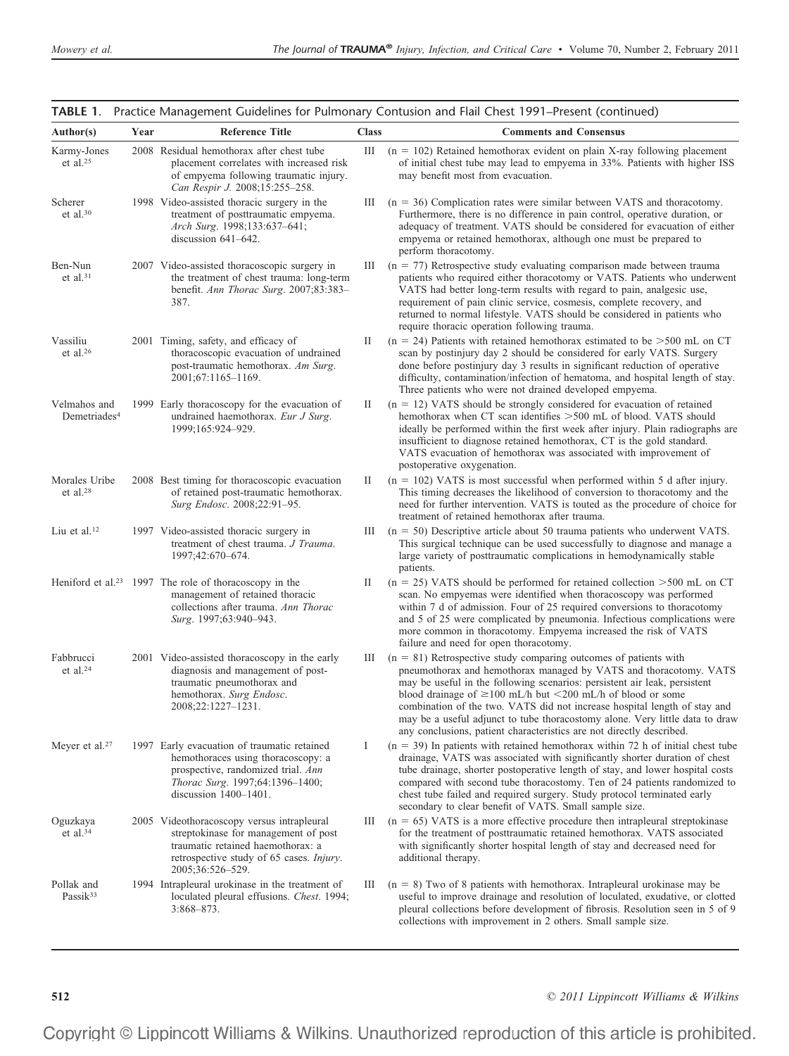**TABLE 1.** Practice Management Guidelines for Pulmonary Contusion and Flail Chest 1991–Present (continued)

| Author(s) | Year | Reference Title | Class | Comments and Consensus |
|---|---|---|---|---|
| Karmy-Jones et al.[25] | 2008 | Residual hemothorax after chest tube placement correlates with increased risk of empyema following traumatic injury. *Can Respir J*. 2008;15:255–258. | III | (n = 102) Retained hemothorax evident on plain X-ray following placement of initial chest tube may lead to empyema in 33%. Patients with higher ISS may benefit most from evacuation. |
| Scherer et al.[30] | 1998 | Video-assisted thoracic surgery in the treatment of posttraumatic empyema. *Arch Surg*. 1998;133:637–641; discussion 641–642. | III | (n = 36) Complication rates were similar between VATS and thoracotomy. Furthermore, there is no difference in pain control, operative duration, or adequacy of treatment. VATS should be considered for evacuation of either empyema or retained hemothorax, although one must be prepared to perform thoracotomy. |
| Ben-Nun et al.[31] | 2007 | Video-assisted thoracoscopic surgery in the treatment of chest trauma: long-term benefit. *Ann Thorac Surg*. 2007;83:383–387. | III | (n = 77) Retrospective study evaluating comparison made between trauma patients who required either thoracotomy or VATS. Patients who underwent VATS had better long-term results with regard to pain, analgesic use, requirement of pain clinic service, cosmesis, complete recovery, and returned to normal lifestyle. VATS should be considered in patients who require thoracic operation following trauma. |
| Vassiliu et al.[26] | 2001 | Timing, safety, and efficacy of thoracoscopic evacuation of undrained post-traumatic hemothorax. *Am Surg*. 2001;67:1165–1169. | II | (n = 24) Patients with retained hemothorax estimated to be >500 mL on CT scan by postinjury day 2 should be considered for early VATS. Surgery done before postinjury day 3 results in significant reduction of operative difficulty, contamination/infection of hematoma, and hospital length of stay. Three patients who were not drained developed empyema. |
| Velmahos and Demetriades[4] | 1999 | Early thoracoscopy for the evacuation of undrained haemothorax. *Eur J Surg*. 1999;165:924–929. | II | (n = 12) VATS should be strongly considered for evacuation of retained hemothorax when CT scan identifies >500 mL of blood. VATS should ideally be performed within the first week after injury. Plain radiographs are insufficient to diagnose retained hemothorax, CT is the gold standard. VATS evacuation of hemothorax was associated with improvement of postoperative oxygenation. |
| Morales Uribe et al.[28] | 2008 | Best timing for thoracoscopic evacuation of retained post-traumatic hemothorax. *Surg Endosc*. 2008;22:91–95. | II | (n = 102) VATS is most successful when performed within 5 d after injury. This timing decreases the likelihood of conversion to thoracotomy and the need for further intervention. VATS is touted as the procedure of choice for treatment of retained hemothorax after trauma. |
| Liu et al.[12] | 1997 | Video-assisted thoracic surgery in treatment of chest trauma. *J Trauma*. 1997;42:670–674. | III | (n = 50) Descriptive article about 50 trauma patients who underwent VATS. This surgical technique can be used successfully to diagnose and manage a large variety of posttraumatic complications in hemodynamically stable patients. |
| Heniford et al.[23] | 1997 | The role of thoracoscopy in the management of retained thoracic collections after trauma. *Ann Thorac Surg*. 1997;63:940–943. | II | (n = 25) VATS should be performed for retained collection >500 mL on CT scan. No empyemas were identified when thoracoscopy was performed within 7 d of admission. Four of 25 required conversions to thoracotomy and 5 of 25 were complicated by pneumonia. Infectious complications were more common in thoracotomy. Empyema increased the risk of VATS failure and need for open thoracotomy. |
| Fabbrucci et al.[24] | 2001 | Video-assisted thoracoscopy in the early diagnosis and management of post-traumatic pneumothorax and hemothorax. *Surg Endosc*. 2008;22:1227–1231. | III | (n = 81) Retrospective study comparing outcomes of patients with pneumothorax and hemothorax managed by VATS and thoracotomy. VATS may be useful in the following scenarios: persistent air leak, persistent blood drainage of ≥100 mL/h but <200 mL/h of blood or some combination of the two. VATS did not increase hospital length of stay and may be a useful adjunct to tube thoracostomy alone. Very little data to draw any conclusions, patient characteristics are not directly described. |
| Meyer et al.[27] | 1997 | Early evacuation of traumatic retained hemothoraces using thoracoscopy: a prospective, randomized trial. *Ann Thorac Surg*. 1997;64:1396–1400; discussion 1400–1401. | I | (n = 39) In patients with retained hemothorax within 72 h of initial chest tube drainage, VATS was associated with significantly shorter duration of chest tube drainage, shorter postoperative length of stay, and lower hospital costs compared with second tube thoracostomy. Ten of 24 patients randomized to chest tube failed and required surgery. Study protocol terminated early secondary to clear benefit of VATS. Small sample size. |
| Oguzkaya et al.[34] | 2005 | Videothoracoscopy versus intrapleural streptokinase for management of post traumatic retained haemothorax: a retrospective study of 65 cases. *Injury*. 2005;36:526–529. | III | (n = 65) VATS is a more effective procedure then intrapleural streptokinase for the treatment of posttraumatic retained hemothorax. VATS associated with significantly shorter hospital length of stay and decreased need for additional therapy. |
| Pollak and Passik[33] | 1994 | Intrapleural urokinase in the treatment of loculated pleural effusions. *Chest*. 1994; 3:868–873. | III | (n = 8) Two of 8 patients with hemothorax. Intrapleural urokinase may be useful to improve drainage and resolution of loculated, exudative, or clotted pleural collections before development of fibrosis. Resolution seen in 5 of 9 collections with improvement in 2 others. Small sample size. |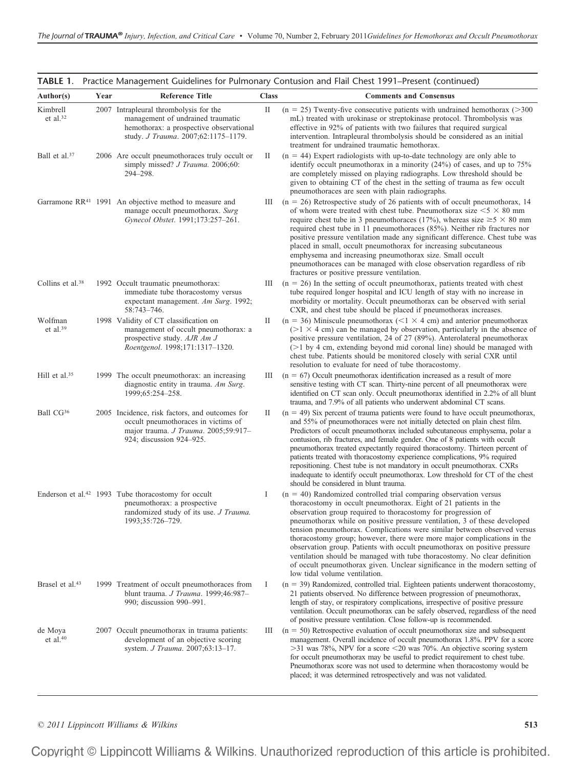**TABLE 1.** Practice Management Guidelines for Pulmonary Contusion and Flail Chest 1991–Present (continued)

| Author(s) | Year | Reference Title | Class | Comments and Consensus |
|---|---|---|---|---|
| Kimbrell et al.[32] | 2007 | Intrapleural thrombolysis for the management of undrained traumatic hemothorax: a prospective observational study. *J Trauma*. 2007;62:1175–1179. | II | (n = 25) Twenty-five consecutive patients with undrained hemothorax (>300 mL) treated with urokinase or streptokinase protocol. Thrombolysis was effective in 92% of patients with two failures that required surgical intervention. Intrapleural thrombolysis should be considered as an initial treatment for undrained traumatic hemothorax. |
| Ball et al.[37] | 2006 | Are occult pneumothoraces truly occult or simply missed? *J Trauma*. 2006;60: 294–298. | II | (n = 44) Expert radiologists with up-to-date technology are only able to identify occult pneumothorax in a minority (24%) of cases, and up to 75% are completely missed on playing radiographs. Low threshold should be given to obtaining CT of the chest in the setting of trauma as few occult pneumothoraces are seen with plain radiographs. |
| Garramone RR[41] | 1991 | An objective method to measure and manage occult pneumothorax. *Surg Gynecol Obstet*. 1991;173:257–261. | III | (n = 26) Retrospective study of 26 patients with of occult pneumothorax, 14 of whom were treated with chest tube. Pneumothorax size <5 × 80 mm require chest tube in 3 pneumothoraces (17%), whereas size ≥5 × 80 mm required chest tube in 11 pneumothoraces (85%). Neither rib fractures nor positive pressure ventilation made any significant difference. Chest tube was placed in small, occult pneumothorax for increasing subcutaneous emphysema and increasing pneumothorax size. Small occult pneumothoraces can be managed with close observation regardless of rib fractures or positive pressure ventilation. |
| Collins et al.[38] | 1992 | Occult traumatic pneumothorax: immediate tube thoracostomy versus expectant management. *Am Surg*. 1992; 58:743–746. | III | (n = 26) In the setting of occult pneumothorax, patients treated with chest tube required longer hospital and ICU length of stay with no increase in morbidity or mortality. Occult pneumothorax can be observed with serial CXR, and chest tube should be placed if pneumothorax increases. |
| Wolfman et al.[39] | 1998 | Validity of CT classification on management of occult pneumothorax: a prospective study. *AJR Am J Roentgenol*. 1998;171:1317–1320. | II | (n = 36) Miniscule pneumothorax (<1 × 4 cm) and anterior pneumothorax (>1 × 4 cm) can be managed by observation, particularly in the absence of positive pressure ventilation, 24 of 27 (89%). Anterolateral pneumothorax (>1 by 4 cm, extending beyond mid coronal line) should be managed with chest tube. Patients should be monitored closely with serial CXR until resolution to evaluate for need of tube thoracostomy. |
| Hill et al.[35] | 1999 | The occult pneumothorax: an increasing diagnostic entity in trauma. *Am Surg*. 1999;65:254–258. | III | (n = 67) Occult pneumothorax identification increased as a result of more sensitive testing with CT scan. Thirty-nine percent of all pneumothorax were identified on CT scan only. Occult pneumothorax identified in 2.2% of all blunt trauma, and 7.9% of all patients who underwent abdominal CT scans. |
| Ball CG[36] | 2005 | Incidence, risk factors, and outcomes for occult pneumothoraces in victims of major trauma. *J Trauma*. 2005;59:917–924; discussion 924–925. | II | (n = 49) Six percent of trauma patients were found to have occult pneumothorax, and 55% of pneumothoraces were not initially detected on plain chest film. Predictors of occult pneumothorax included subcutaneous emphysema, polar a contusion, rib fractures, and female gender. One of 8 patients with occult pneumothorax treated expectantly required thoracostomy. Thirteen percent of patients treated with thoracostomy experience complications, 9% required repositioning. Chest tube is not mandatory in occult pneumothorax. CXRs inadequate to identify occult pneumothorax. Low threshold for CT of the chest should be considered in blunt trauma. |
| Enderson et al.[42] | 1993 | Tube thoracostomy for occult pneumothorax: a prospective randomized study of its use. *J Trauma*. 1993;35:726–729. | I | (n = 40) Randomized controlled trial comparing observation versus thoracostomy in occult pneumothorax. Eight of 21 patients in the observation group required to thoracostomy for progression of pneumothorax while on positive pressure ventilation, 3 of these developed tension pneumothorax. Complications were similar between observed versus thoracostomy group; however, there were more major complications in the observation group. Patients with occult pneumothorax on positive pressure ventilation should be managed with tube thoracostomy. No clear definition of occult pneumothorax given. Unclear significance in the modern setting of low tidal volume ventilation. |
| Brasel et al.[43] | 1999 | Treatment of occult pneumothoraces from blunt trauma. *J Trauma*. 1999;46:987–990; discussion 990–991. | I | (n = 39) Randomized, controlled trial. Eighteen patients underwent thoracostomy, 21 patients observed. No difference between progression of pneumothorax, length of stay, or respiratory complications, irrespective of positive pressure ventilation. Occult pneumothorax can be safely observed, regardless of the need of positive pressure ventilation. Close follow-up is recommended. |
| de Moya et al.[40] | 2007 | Occult pneumothorax in trauma patients: development of an objective scoring system. *J Trauma*. 2007;63:13–17. | III | (n = 50) Retrospective evaluation of occult pneumothorax size and subsequent management. Overall incidence of occult pneumothorax 1.8%. PPV for a score >31 was 78%, NPV for a score <20 was 70%. An objective scoring system for occult pneumothorax may be useful to predict requirement to chest tube. Pneumothorax score was not used to determine when thoracostomy would be placed; it was determined retrospectively and was not validated. |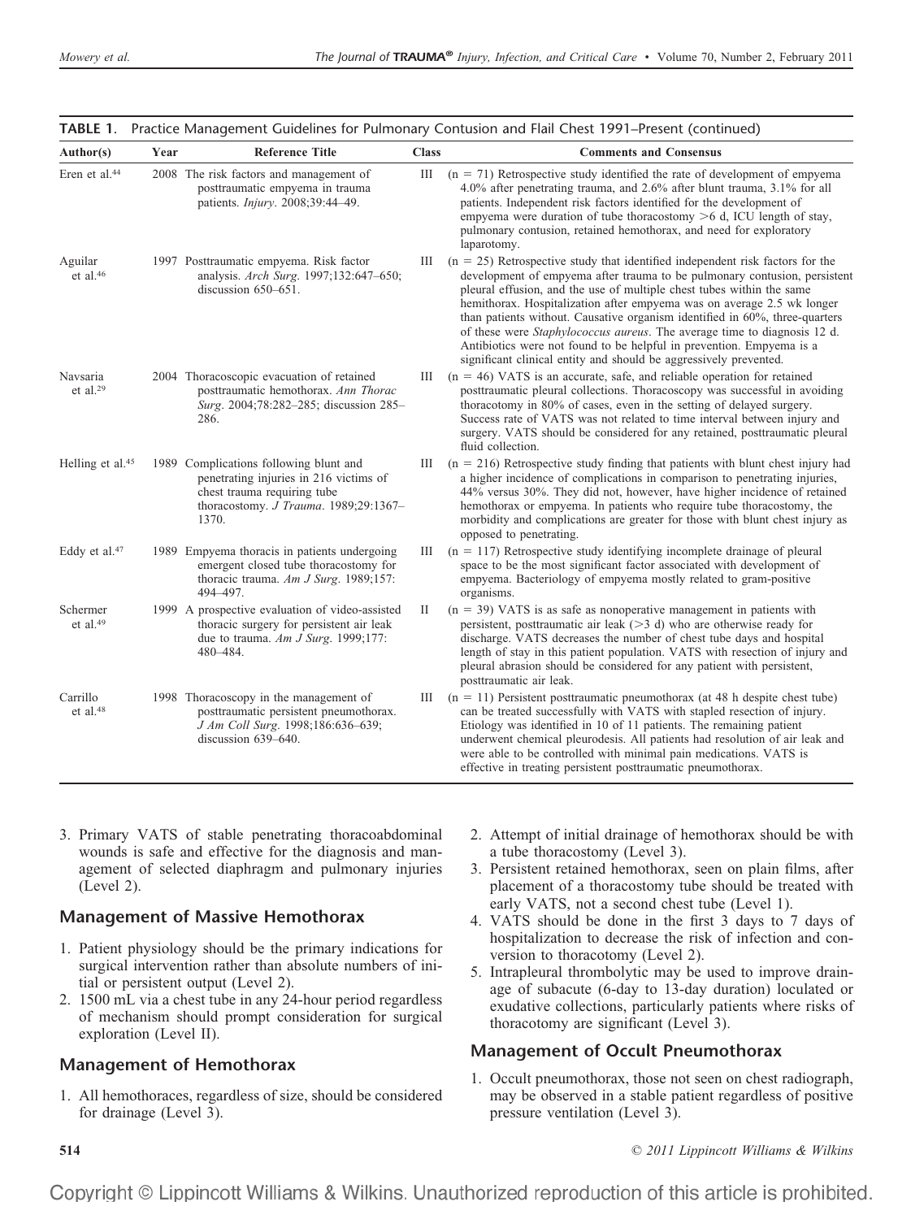**TABLE 1.** Practice Management Guidelines for Pulmonary Contusion and Flail Chest 1991–Present (continued)

| Author(s) | Year | Reference Title | Class | Comments and Consensus |
|---|---|---|---|---|
| Eren et al.[44] | 2008 | The risk factors and management of posttraumatic empyema in trauma patients. *Injury*. 2008;39:44–49. | III | (n = 71) Retrospective study identified the rate of development of empyema 4.0% after penetrating trauma, and 2.6% after blunt trauma, 3.1% for all patients. Independent risk factors identified for the development of empyema were duration of tube thoracostomy >6 d, ICU length of stay, pulmonary contusion, retained hemothorax, and need for exploratory laparotomy. |
| Aguilar et al.[46] | 1997 | Posttraumatic empyema. Risk factor analysis. *Arch Surg*. 1997;132:647–650; discussion 650–651. | III | (n = 25) Retrospective study that identified independent risk factors for the development of empyema after trauma to be pulmonary contusion, persistent pleural effusion, and the use of multiple chest tubes within the same hemithorax. Hospitalization after empyema was on average 2.5 wk longer than patients without. Causative organism identified in 60%, three-quarters of these were *Staphylococcus aureus*. The average time to diagnosis 12 d. Antibiotics were not found to be helpful in prevention. Empyema is a significant clinical entity and should be aggressively prevented. |
| Navsaria et al.[29] | 2004 | Thoracoscopic evacuation of retained posttraumatic hemothorax. *Ann Thorac Surg*. 2004;78:282–285; discussion 285–286. | III | (n = 46) VATS is an accurate, safe, and reliable operation for retained posttraumatic pleural collections. Thoracoscopy was successful in avoiding thoracotomy in 80% of cases, even in the setting of delayed surgery. Success rate of VATS was not related to time interval between injury and surgery. VATS should be considered for any retained, posttraumatic pleural fluid collection. |
| Helling et al.[45] | 1989 | Complications following blunt and penetrating injuries in 216 victims of chest trauma requiring tube thoracostomy. *J Trauma*. 1989;29:1367–1370. | III | (n = 216) Retrospective study finding that patients with blunt chest injury had a higher incidence of complications in comparison to penetrating injuries, 44% versus 30%. They did not, however, have higher incidence of retained hemothorax or empyema. In patients who require tube thoracostomy, the morbidity and complications are greater for those with blunt chest injury as opposed to penetrating. |
| Eddy et al.[47] | 1989 | Empyema thoracis in patients undergoing emergent closed tube thoracostomy for thoracic trauma. *Am J Surg*. 1989;157: 494–497. | III | (n = 117) Retrospective study identifying incomplete drainage of pleural space to be the most significant factor associated with development of empyema. Bacteriology of empyema mostly related to gram-positive organisms. |
| Schermer et al.[49] | 1999 | A prospective evaluation of video-assisted thoracic surgery for persistent air leak due to trauma. *Am J Surg*. 1999;177: 480–484. | II | (n = 39) VATS is as safe as nonoperative management in patients with persistent, posttraumatic air leak (>3 d) who are otherwise ready for discharge. VATS decreases the number of chest tube days and hospital length of stay in this patient population. VATS with resection of injury and pleural abrasion should be considered for any patient with persistent, posttraumatic air leak. |
| Carrillo et al.[48] | 1998 | Thoracoscopy in the management of posttraumatic persistent pneumothorax. *J Am Coll Surg*. 1998;186:636–639; discussion 639–640. | III | (n = 11) Persistent posttraumatic pneumothorax (at 48 h despite chest tube) can be treated successfully with VATS with stapled resection of injury. Etiology was identified in 10 of 11 patients. The remaining patient underwent chemical pleurodesis. All patients had resolution of air leak and were able to be controlled with minimal pain medications. VATS is effective in treating persistent posttraumatic pneumothorax. |

3. Primary VATS of stable penetrating thoracoabdominal wounds is safe and effective for the diagnosis and management of selected diaphragm and pulmonary injuries (Level 2).

## Management of Massive Hemothorax

1. Patient physiology should be the primary indications for surgical intervention rather than absolute numbers of initial or persistent output (Level 2).
2. 1500 mL via a chest tube in any 24-hour period regardless of mechanism should prompt consideration for surgical exploration (Level II).

## Management of Hemothorax

1. All hemothoraces, regardless of size, should be considered for drainage (Level 3).
2. Attempt of initial drainage of hemothorax should be with a tube thoracostomy (Level 3).
3. Persistent retained hemothorax, seen on plain films, after placement of a thoracostomy tube should be treated with early VATS, not a second chest tube (Level 1).
4. VATS should be done in the first 3 days to 7 days of hospitalization to decrease the risk of infection and conversion to thoracotomy (Level 2).
5. Intrapleural thrombolytic may be used to improve drainage of subacute (6-day to 13-day duration) loculated or exudative collections, particularly patients where risks of thoracotomy are significant (Level 3).

## Management of Occult Pneumothorax

1. Occult pneumothorax, those not seen on chest radiograph, may be observed in a stable patient regardless of positive pressure ventilation (Level 3).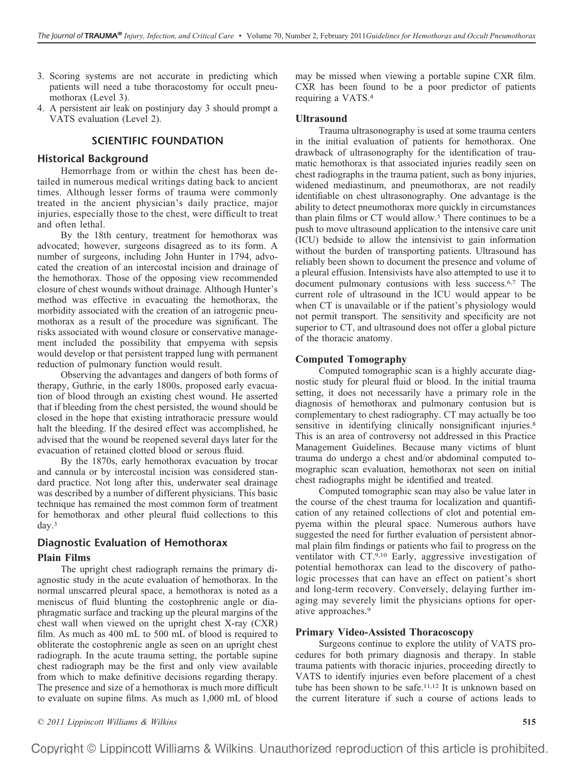3. Scoring systems are not accurate in predicting which patients will need a tube thoracostomy for occult pneumothorax (Level 3).
4. A persistent air leak on postinjury day 3 should prompt a VATS evaluation (Level 2).

## SCIENTIFIC FOUNDATION

### Historical Background

Hemorrhage from or within the chest has been detailed in numerous medical writings dating back to ancient times. Although lesser forms of trauma were commonly treated in the ancient physician's daily practice, major injuries, especially those to the chest, were difficult to treat and often lethal.

By the 18th century, treatment for hemothorax was advocated; however, surgeons disagreed as to its form. A number of surgeons, including John Hunter in 1794, advocated the creation of an intercostal incision and drainage of the hemothorax. Those of the opposing view recommended closure of chest wounds without drainage. Although Hunter's method was effective in evacuating the hemothorax, the morbidity associated with the creation of an iatrogenic pneumothorax as a result of the procedure was significant. The risks associated with wound closure or conservative management included the possibility that empyema with sepsis would develop or that persistent trapped lung with permanent reduction of pulmonary function would result.

Observing the advantages and dangers of both forms of therapy, Guthrie, in the early 1800s, proposed early evacuation of blood through an existing chest wound. He asserted that if bleeding from the chest persisted, the wound should be closed in the hope that existing intrathoracic pressure would halt the bleeding. If the desired effect was accomplished, he advised that the wound be reopened several days later for the evacuation of retained clotted blood or serous fluid.

By the 1870s, early hemothorax evacuation by trocar and cannula or by intercostal incision was considered standard practice. Not long after this, underwater seal drainage was described by a number of different physicians. This basic technique has remained the most common form of treatment for hemothorax and other pleural fluid collections to this day.[3]

### Diagnostic Evaluation of Hemothorax

#### Plain Films

The upright chest radiograph remains the primary diagnostic study in the acute evaluation of hemothorax. In the normal unscarred pleural space, a hemothorax is noted as a meniscus of fluid blunting the costophrenic angle or diaphragmatic surface and tracking up the pleural margins of the chest wall when viewed on the upright chest X-ray (CXR) film. As much as 400 mL to 500 mL of blood is required to obliterate the costophrenic angle as seen on an upright chest radiograph. In the acute trauma setting, the portable supine chest radiograph may be the first and only view available from which to make definitive decisions regarding therapy. The presence and size of a hemothorax is much more difficult to evaluate on supine films. As much as 1,000 mL of blood may be missed when viewing a portable supine CXR film. CXR has been found to be a poor predictor of patients requiring a VATS.[4]

#### Ultrasound

Trauma ultrasonography is used at some trauma centers in the initial evaluation of patients for hemothorax. One drawback of ultrasonography for the identification of traumatic hemothorax is that associated injuries readily seen on chest radiographs in the trauma patient, such as bony injuries, widened mediastinum, and pneumothorax, are not readily identifiable on chest ultrasonography. One advantage is the ability to detect pneumothorax more quickly in circumstances than plain films or CT would allow.[5] There continues to be a push to move ultrasound application to the intensive care unit (ICU) bedside to allow the intensivist to gain information without the burden of transporting patients. Ultrasound has reliably been shown to document the presence and volume of a pleural effusion. Intensivists have also attempted to use it to document pulmonary contusions with less success.[6,7] The current role of ultrasound in the ICU would appear to be when CT is unavailable or if the patient's physiology would not permit transport. The sensitivity and specificity are not superior to CT, and ultrasound does not offer a global picture of the thoracic anatomy.

#### Computed Tomography

Computed tomographic scan is a highly accurate diagnostic study for pleural fluid or blood. In the initial trauma setting, it does not necessarily have a primary role in the diagnosis of hemothorax and pulmonary contusion but is complementary to chest radiography. CT may actually be too sensitive in identifying clinically nonsignificant injuries.[8] This is an area of controversy not addressed in this Practice Management Guidelines. Because many victims of blunt trauma do undergo a chest and/or abdominal computed tomographic scan evaluation, hemothorax not seen on initial chest radiographs might be identified and treated.

Computed tomographic scan may also be value later in the course of the chest trauma for localization and quantification of any retained collections of clot and potential empyema within the pleural space. Numerous authors have suggested the need for further evaluation of persistent abnormal plain film findings or patients who fail to progress on the ventilator with CT.[9,10] Early, aggressive investigation of potential hemothorax can lead to the discovery of pathologic processes that can have an effect on patient's short and long-term recovery. Conversely, delaying further imaging may severely limit the physicians options for operative approaches.[9]

#### Primary Video-Assisted Thoracoscopy

Surgeons continue to explore the utility of VATS procedures for both primary diagnosis and therapy. In stable trauma patients with thoracic injuries, proceeding directly to VATS to identify injuries even before placement of a chest tube has been shown to be safe.[11,12] It is unknown based on the current literature if such a course of actions leads to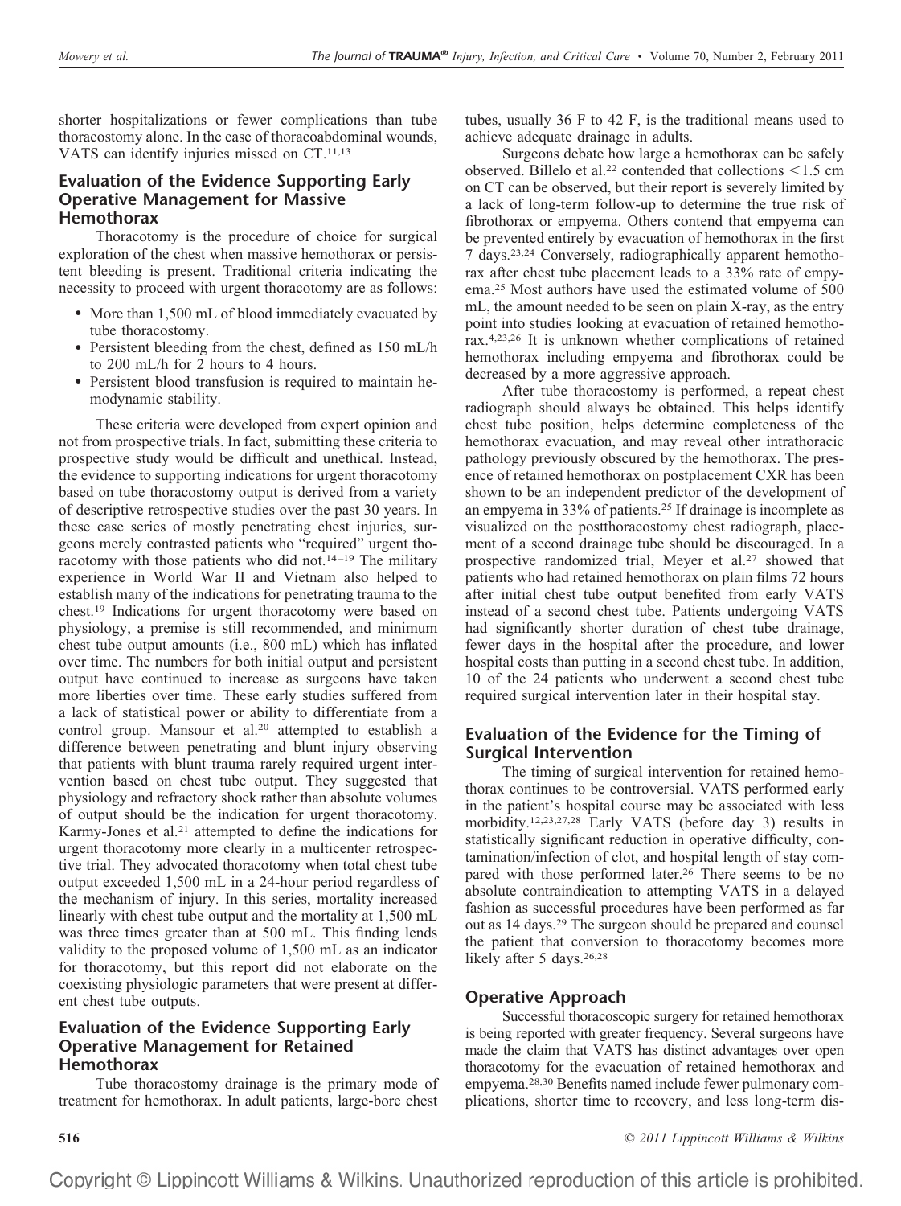shorter hospitalizations or fewer complications than tube thoracostomy alone. In the case of thoracoabdominal wounds, VATS can identify injuries missed on CT.[11,13]

### Evaluation of the Evidence Supporting Early Operative Management for Massive Hemothorax

Thoracotomy is the procedure of choice for surgical exploration of the chest when massive hemothorax or persistent bleeding is present. Traditional criteria indicating the necessity to proceed with urgent thoracotomy are as follows:

- More than 1,500 mL of blood immediately evacuated by tube thoracostomy.
- Persistent bleeding from the chest, defined as 150 mL/h to 200 mL/h for 2 hours to 4 hours.
- Persistent blood transfusion is required to maintain hemodynamic stability.

These criteria were developed from expert opinion and not from prospective trials. In fact, submitting these criteria to prospective study would be difficult and unethical. Instead, the evidence to supporting indications for urgent thoracotomy based on tube thoracostomy output is derived from a variety of descriptive retrospective studies over the past 30 years. In these case series of mostly penetrating chest injuries, surgeons merely contrasted patients who "required" urgent thoracotomy with those patients who did not.[14–19] The military experience in World War II and Vietnam also helped to establish many of the indications for penetrating trauma to the chest.[19] Indications for urgent thoracotomy were based on physiology, a premise is still recommended, and minimum chest tube output amounts (i.e., 800 mL) which has inflated over time. The numbers for both initial output and persistent output have continued to increase as surgeons have taken more liberties over time. These early studies suffered from a lack of statistical power or ability to differentiate from a control group. Mansour et al.[20] attempted to establish a difference between penetrating and blunt injury observing that patients with blunt trauma rarely required urgent intervention based on chest tube output. They suggested that physiology and refractory shock rather than absolute volumes of output should be the indication for urgent thoracotomy. Karmy-Jones et al.[21] attempted to define the indications for urgent thoracotomy more clearly in a multicenter retrospective trial. They advocated thoracotomy when total chest tube output exceeded 1,500 mL in a 24-hour period regardless of the mechanism of injury. In this series, mortality increased linearly with chest tube output and the mortality at 1,500 mL was three times greater than at 500 mL. This finding lends validity to the proposed volume of 1,500 mL as an indicator for thoracotomy, but this report did not elaborate on the coexisting physiologic parameters that were present at different chest tube outputs.

### Evaluation of the Evidence Supporting Early Operative Management for Retained Hemothorax

Tube thoracostomy drainage is the primary mode of treatment for hemothorax. In adult patients, large-bore chest tubes, usually 36 F to 42 F, is the traditional means used to achieve adequate drainage in adults.

Surgeons debate how large a hemothorax can be safely observed. Billelo et al.[22] contended that collections <1.5 cm on CT can be observed, but their report is severely limited by a lack of long-term follow-up to determine the true risk of fibrothorax or empyema. Others contend that empyema can be prevented entirely by evacuation of hemothorax in the first 7 days.[23,24] Conversely, radiographically apparent hemothorax after chest tube placement leads to a 33% rate of empyema.[25] Most authors have used the estimated volume of 500 mL, the amount needed to be seen on plain X-ray, as the entry point into studies looking at evacuation of retained hemothorax.[4,23,26] It is unknown whether complications of retained hemothorax including empyema and fibrothorax could be decreased by a more aggressive approach.

After tube thoracostomy is performed, a repeat chest radiograph should always be obtained. This helps identify chest tube position, helps determine completeness of the hemothorax evacuation, and may reveal other intrathoracic pathology previously obscured by the hemothorax. The presence of retained hemothorax on postplacement CXR has been shown to be an independent predictor of the development of an empyema in 33% of patients.[25] If drainage is incomplete as visualized on the postthoracostomy chest radiograph, placement of a second drainage tube should be discouraged. In a prospective randomized trial, Meyer et al.[27] showed that patients who had retained hemothorax on plain films 72 hours after initial chest tube output benefited from early VATS instead of a second chest tube. Patients undergoing VATS had significantly shorter duration of chest tube drainage, fewer days in the hospital after the procedure, and lower hospital costs than putting in a second chest tube. In addition, 10 of the 24 patients who underwent a second chest tube required surgical intervention later in their hospital stay.

### Evaluation of the Evidence for the Timing of Surgical Intervention

The timing of surgical intervention for retained hemothorax continues to be controversial. VATS performed early in the patient's hospital course may be associated with less morbidity.[12,23,27,28] Early VATS (before day 3) results in statistically significant reduction in operative difficulty, contamination/infection of clot, and hospital length of stay compared with those performed later.[26] There seems to be no absolute contraindication to attempting VATS in a delayed fashion as successful procedures have been performed as far out as 14 days.[29] The surgeon should be prepared and counsel the patient that conversion to thoracotomy becomes more likely after 5 days.[26,28]

### Operative Approach

Successful thoracoscopic surgery for retained hemothorax is being reported with greater frequency. Several surgeons have made the claim that VATS has distinct advantages over open thoracotomy for the evacuation of retained hemothorax and empyema.[28,30] Benefits named include fewer pulmonary complications, shorter time to recovery, and less long-term dis-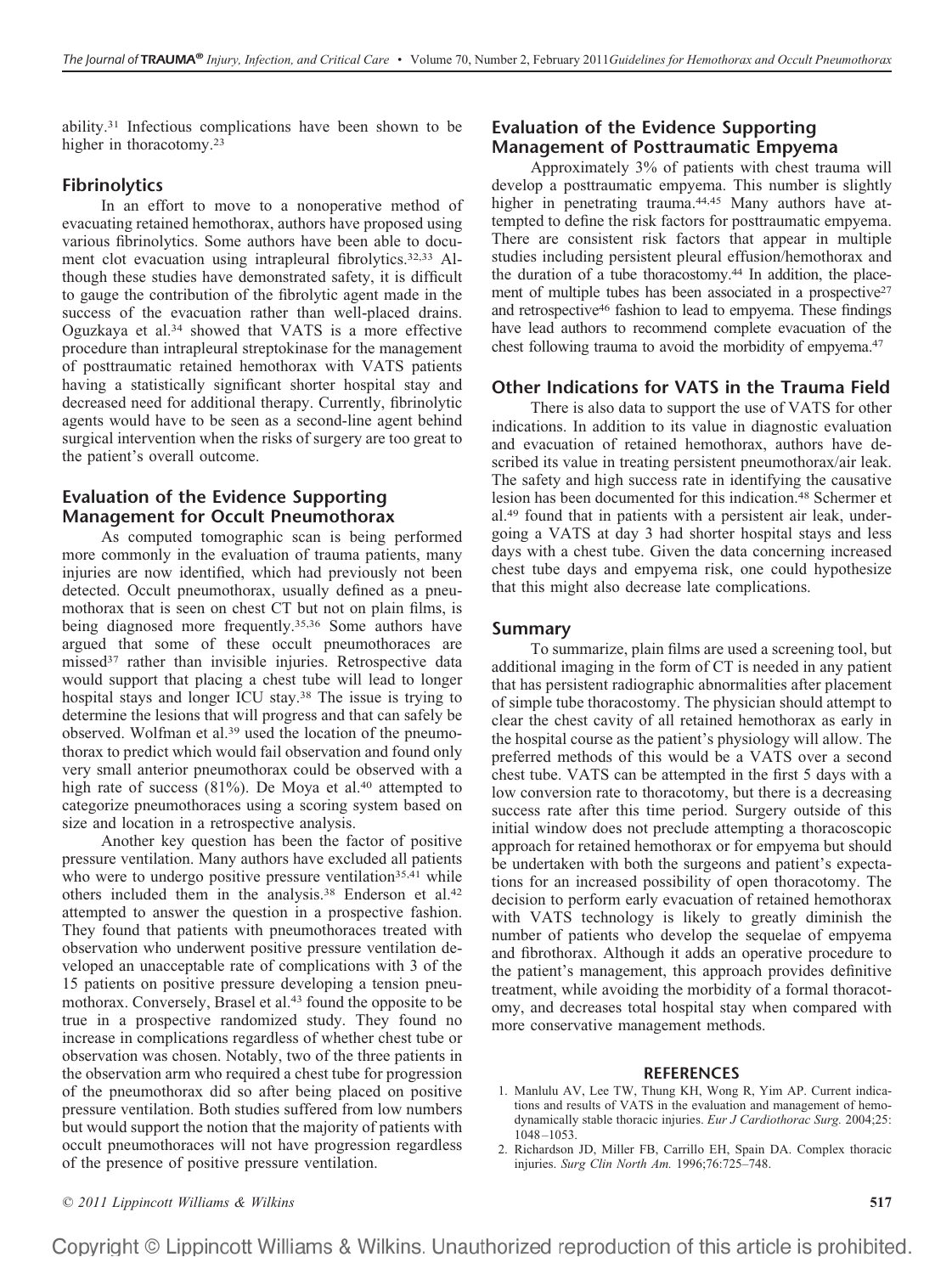ability.[31] Infectious complications have been shown to be higher in thoracotomy.[23]

## Fibrinolytics

In an effort to move to a nonoperative method of evacuating retained hemothorax, authors have proposed using various fibrinolytics. Some authors have been able to document clot evacuation using intrapleural fibrolytics.[32,33] Although these studies have demonstrated safety, it is difficult to gauge the contribution of the fibrolytic agent made in the success of the evacuation rather than well-placed drains. Oguzkaya et al.[34] showed that VATS is a more effective procedure than intrapleural streptokinase for the management of posttraumatic retained hemothorax with VATS patients having a statistically significant shorter hospital stay and decreased need for additional therapy. Currently, fibrinolytic agents would have to be seen as a second-line agent behind surgical intervention when the risks of surgery are too great to the patient's overall outcome.

## Evaluation of the Evidence Supporting Management for Occult Pneumothorax

As computed tomographic scan is being performed more commonly in the evaluation of trauma patients, many injuries are now identified, which had previously not been detected. Occult pneumothorax, usually defined as a pneumothorax that is seen on chest CT but not on plain films, is being diagnosed more frequently.[35,36] Some authors have argued that some of these occult pneumothoraces are missed[37] rather than invisible injuries. Retrospective data would support that placing a chest tube will lead to longer hospital stays and longer ICU stay.[38] The issue is trying to determine the lesions that will progress and that can safely be observed. Wolfman et al.[39] used the location of the pneumothorax to predict which would fail observation and found only very small anterior pneumothorax could be observed with a high rate of success (81%). De Moya et al.[40] attempted to categorize pneumothoraces using a scoring system based on size and location in a retrospective analysis.

Another key question has been the factor of positive pressure ventilation. Many authors have excluded all patients who were to undergo positive pressure ventilation[35,41] while others included them in the analysis.[38] Enderson et al.[42] attempted to answer the question in a prospective fashion. They found that patients with pneumothoraces treated with observation who underwent positive pressure ventilation developed an unacceptable rate of complications with 3 of the 15 patients on positive pressure developing a tension pneumothorax. Conversely, Brasel et al.[43] found the opposite to be true in a prospective randomized study. They found no increase in complications regardless of whether chest tube or observation was chosen. Notably, two of the three patients in the observation arm who required a chest tube for progression of the pneumothorax did so after being placed on positive pressure ventilation. Both studies suffered from low numbers but would support the notion that the majority of patients with occult pneumothoraces will not have progression regardless of the presence of positive pressure ventilation.

## Evaluation of the Evidence Supporting Management of Posttraumatic Empyema

Approximately 3% of patients with chest trauma will develop a posttraumatic empyema. This number is slightly higher in penetrating trauma.[44,45] Many authors have attempted to define the risk factors for posttraumatic empyema. There are consistent risk factors that appear in multiple studies including persistent pleural effusion/hemothorax and the duration of a tube thoracostomy.[44] In addition, the placement of multiple tubes has been associated in a prospective[27] and retrospective[46] fashion to lead to empyema. These findings have lead authors to recommend complete evacuation of the chest following trauma to avoid the morbidity of empyema.[47]

## Other Indications for VATS in the Trauma Field

There is also data to support the use of VATS for other indications. In addition to its value in diagnostic evaluation and evacuation of retained hemothorax, authors have described its value in treating persistent pneumothorax/air leak. The safety and high success rate in identifying the causative lesion has been documented for this indication.[48] Schermer et al.[49] found that in patients with a persistent air leak, undergoing a VATS at day 3 had shorter hospital stays and less days with a chest tube. Given the data concerning increased chest tube days and empyema risk, one could hypothesize that this might also decrease late complications.

## Summary

To summarize, plain films are used a screening tool, but additional imaging in the form of CT is needed in any patient that has persistent radiographic abnormalities after placement of simple tube thoracostomy. The physician should attempt to clear the chest cavity of all retained hemothorax as early in the hospital course as the patient's physiology will allow. The preferred methods of this would be a VATS over a second chest tube. VATS can be attempted in the first 5 days with a low conversion rate to thoracotomy, but there is a decreasing success rate after this time period. Surgery outside of this initial window does not preclude attempting a thoracoscopic approach for retained hemothorax or for empyema but should be undertaken with both the surgeons and patient's expectations for an increased possibility of open thoracotomy. The decision to perform early evacuation of retained hemothorax with VATS technology is likely to greatly diminish the number of patients who develop the sequelae of empyema and fibrothorax. Although it adds an operative procedure to the patient's management, this approach provides definitive treatment, while avoiding the morbidity of a formal thoracotomy, and decreases total hospital stay when compared with more conservative management methods.

## REFERENCES

1. Manlulu AV, Lee TW, Thung KH, Wong R, Yim AP. Current indications and results of VATS in the evaluation and management of hemodynamically stable thoracic injuries. *Eur J Cardiothorac Surg.* 2004;25:1048–1053.
2. Richardson JD, Miller FB, Carrillo EH, Spain DA. Complex thoracic injuries. *Surg Clin North Am.* 1996;76:725–748.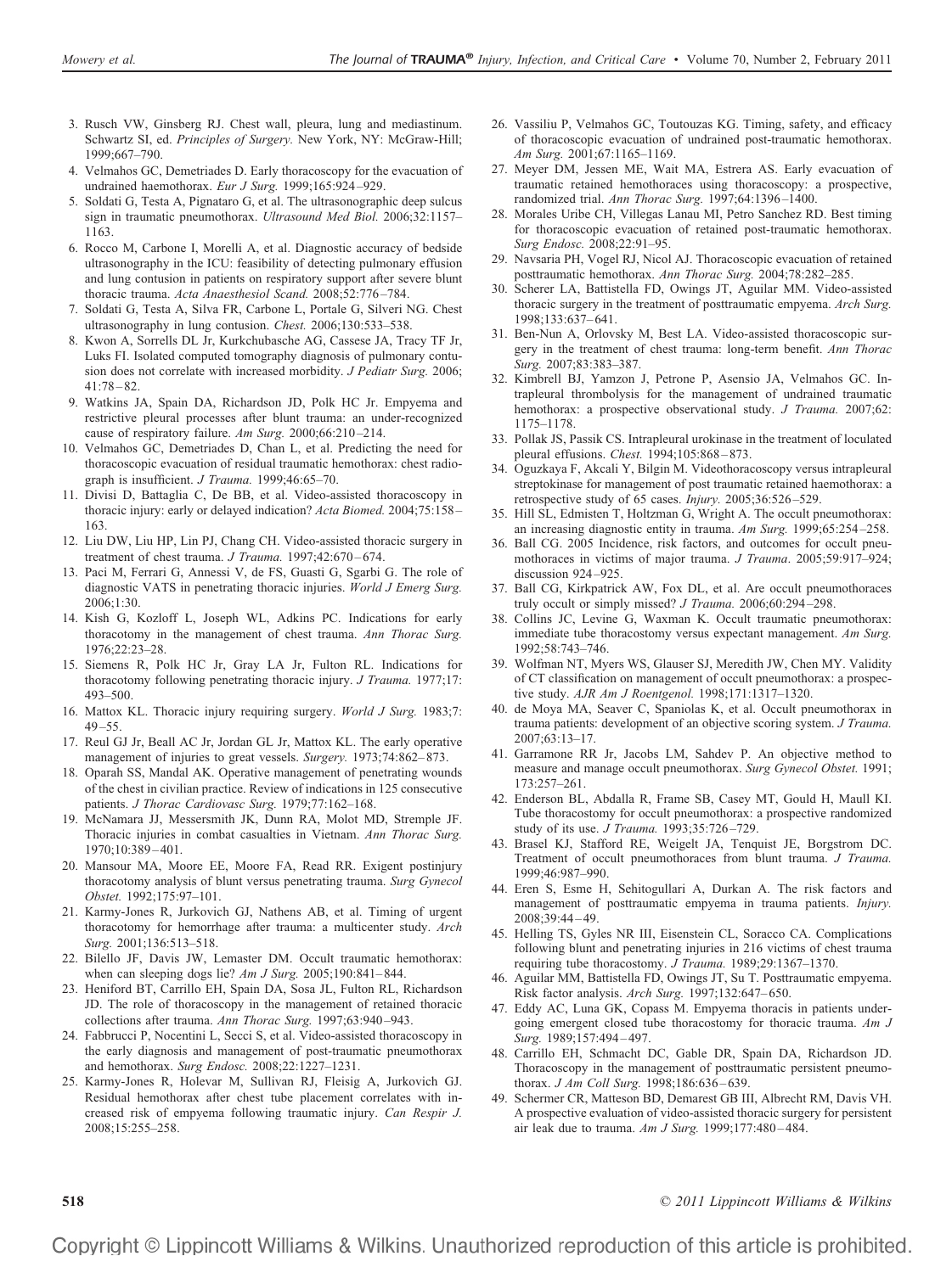3. Rusch VW, Ginsberg RJ. Chest wall, pleura, lung and mediastinum. Schwartz SI, ed. *Principles of Surgery.* New York, NY: McGraw-Hill; 1999;667–790.
4. Velmahos GC, Demetriades D. Early thoracoscopy for the evacuation of undrained haemothorax. *Eur J Surg.* 1999;165:924–929.
5. Soldati G, Testa A, Pignataro G, et al. The ultrasonographic deep sulcus sign in traumatic pneumothorax. *Ultrasound Med Biol.* 2006;32:1157–1163.
6. Rocco M, Carbone I, Morelli A, et al. Diagnostic accuracy of bedside ultrasonography in the ICU: feasibility of detecting pulmonary effusion and lung contusion in patients on respiratory support after severe blunt thoracic trauma. *Acta Anaesthesiol Scand.* 2008;52:776–784.
7. Soldati G, Testa A, Silva FR, Carbone L, Portale G, Silveri NG. Chest ultrasonography in lung contusion. *Chest.* 2006;130:533–538.
8. Kwon A, Sorrells DL Jr, Kurkchubasche AG, Cassese JA, Tracy TF Jr, Luks FI. Isolated computed tomography diagnosis of pulmonary contusion does not correlate with increased morbidity. *J Pediatr Surg.* 2006;41:78–82.
9. Watkins JA, Spain DA, Richardson JD, Polk HC Jr. Empyema and restrictive pleural processes after blunt trauma: an under-recognized cause of respiratory failure. *Am Surg.* 2000;66:210–214.
10. Velmahos GC, Demetriades D, Chan L, et al. Predicting the need for thoracoscopic evacuation of residual traumatic hemothorax: chest radiograph is insufficient. *J Trauma.* 1999;46:65–70.
11. Divisi D, Battaglia C, De BB, et al. Video-assisted thoracoscopy in thoracic injury: early or delayed indication? *Acta Biomed.* 2004;75:158–163.
12. Liu DW, Liu HP, Lin PJ, Chang CH. Video-assisted thoracic surgery in treatment of chest trauma. *J Trauma.* 1997;42:670–674.
13. Paci M, Ferrari G, Annessi V, de FS, Guasti G, Sgarbi G. The role of diagnostic VATS in penetrating thoracic injuries. *World J Emerg Surg.* 2006;1:30.
14. Kish G, Kozloff L, Joseph WL, Adkins PC. Indications for early thoracotomy in the management of chest trauma. *Ann Thorac Surg.* 1976;22:23–28.
15. Siemens R, Polk HC Jr, Gray LA Jr, Fulton RL. Indications for thoracotomy following penetrating thoracic injury. *J Trauma.* 1977;17:493–500.
16. Mattox KL. Thoracic injury requiring surgery. *World J Surg.* 1983;7:49–55.
17. Reul GJ Jr, Beall AC Jr, Jordan GL Jr, Mattox KL. The early operative management of injuries to great vessels. *Surgery.* 1973;74:862–873.
18. Oparah SS, Mandal AK. Operative management of penetrating wounds of the chest in civilian practice. Review of indications in 125 consecutive patients. *J Thorac Cardiovasc Surg.* 1979;77:162–168.
19. McNamara JJ, Messersmith JK, Dunn RA, Molot MD, Stremple JF. Thoracic injuries in combat casualties in Vietnam. *Ann Thorac Surg.* 1970;10:389–401.
20. Mansour MA, Moore EE, Moore FA, Read RR. Exigent postinjury thoracotomy analysis of blunt versus penetrating trauma. *Surg Gynecol Obstet.* 1992;175:97–101.
21. Karmy-Jones R, Jurkovich GJ, Nathens AB, et al. Timing of urgent thoracotomy for hemorrhage after trauma: a multicenter study. *Arch Surg.* 2001;136:513–518.
22. Bilello JF, Davis JW, Lemaster DM. Occult traumatic hemothorax: when can sleeping dogs lie? *Am J Surg.* 2005;190:841–844.
23. Heniford BT, Carrillo EH, Spain DA, Sosa JL, Fulton RL, Richardson JD. The role of thoracoscopy in the management of retained thoracic collections after trauma. *Ann Thorac Surg.* 1997;63:940–943.
24. Fabbrucci P, Nocentini L, Secci S, et al. Video-assisted thoracoscopy in the early diagnosis and management of post-traumatic pneumothorax and hemothorax. *Surg Endosc.* 2008;22:1227–1231.
25. Karmy-Jones R, Holevar M, Sullivan RJ, Fleisig A, Jurkovich GJ. Residual hemothorax after chest tube placement correlates with increased risk of empyema following traumatic injury. *Can Respir J.* 2008;15:255–258.
26. Vassiliu P, Velmahos GC, Toutouzas KG. Timing, safety, and efficacy of thoracoscopic evacuation of undrained post-traumatic hemothorax. *Am Surg.* 2001;67:1165–1169.
27. Meyer DM, Jessen ME, Wait MA, Estrera AS. Early evacuation of traumatic retained hemothoraces using thoracoscopy: a prospective, randomized trial. *Ann Thorac Surg.* 1997;64:1396–1400.
28. Morales Uribe CH, Villegas Lanau MI, Petro Sanchez RD. Best timing for thoracoscopic evacuation of retained post-traumatic hemothorax. *Surg Endosc.* 2008;22:91–95.
29. Navsaria PH, Vogel RJ, Nicol AJ. Thoracoscopic evacuation of retained posttraumatic hemothorax. *Ann Thorac Surg.* 2004;78:282–285.
30. Scherer LA, Battistella FD, Owings JT, Aguilar MM. Video-assisted thoracic surgery in the treatment of posttraumatic empyema. *Arch Surg.* 1998;133:637–641.
31. Ben-Nun A, Orlovsky M, Best LA. Video-assisted thoracoscopic surgery in the treatment of chest trauma: long-term benefit. *Ann Thorac Surg.* 2007;83:383–387.
32. Kimbrell BJ, Yamzon J, Petrone P, Asensio JA, Velmahos GC. Intrapleural thrombolysis for the management of undrained traumatic hemothorax: a prospective observational study. *J Trauma.* 2007;62:1175–1178.
33. Pollak JS, Passik CS. Intrapleural urokinase in the treatment of loculated pleural effusions. *Chest.* 1994;105:868–873.
34. Oguzkaya F, Akcali Y, Bilgin M. Videothoracoscopy versus intrapleural streptokinase for management of post traumatic retained haemothorax: a retrospective study of 65 cases. *Injury.* 2005;36:526–529.
35. Hill SL, Edmisten T, Holtzman G, Wright A. The occult pneumothorax: an increasing diagnostic entity in trauma. *Am Surg.* 1999;65:254–258.
36. Ball CG. 2005 Incidence, risk factors, and outcomes for occult pneumothoraces in victims of major trauma. *J Trauma*. 2005;59:917–924; discussion 924–925.
37. Ball CG, Kirkpatrick AW, Fox DL, et al. Are occult pneumothoraces truly occult or simply missed? *J Trauma.* 2006;60:294–298.
38. Collins JC, Levine G, Waxman K. Occult traumatic pneumothorax: immediate tube thoracostomy versus expectant management. *Am Surg.* 1992;58:743–746.
39. Wolfman NT, Myers WS, Glauser SJ, Meredith JW, Chen MY. Validity of CT classification on management of occult pneumothorax: a prospective study. *AJR Am J Roentgenol.* 1998;171:1317–1320.
40. de Moya MA, Seaver C, Spaniolas K, et al. Occult pneumothorax in trauma patients: development of an objective scoring system. *J Trauma.* 2007;63:13–17.
41. Garramone RR Jr, Jacobs LM, Sahdev P. An objective method to measure and manage occult pneumothorax. *Surg Gynecol Obstet.* 1991;173:257–261.
42. Enderson BL, Abdalla R, Frame SB, Casey MT, Gould H, Maull KI. Tube thoracostomy for occult pneumothorax: a prospective randomized study of its use. *J Trauma.* 1993;35:726–729.
43. Brasel KJ, Stafford RE, Weigelt JA, Tenquist JE, Borgstrom DC. Treatment of occult pneumothoraces from blunt trauma. *J Trauma.* 1999;46:987–990.
44. Eren S, Esme H, Sehitogullari A, Durkan A. The risk factors and management of posttraumatic empyema in trauma patients. *Injury.* 2008;39:44–49.
45. Helling TS, Gyles NR III, Eisenstein CL, Soracco CA. Complications following blunt and penetrating injuries in 216 victims of chest trauma requiring tube thoracostomy. *J Trauma.* 1989;29:1367–1370.
46. Aguilar MM, Battistella FD, Owings JT, Su T. Posttraumatic empyema. Risk factor analysis. *Arch Surg.* 1997;132:647–650.
47. Eddy AC, Luna GK, Copass M. Empyema thoracis in patients undergoing emergent closed tube thoracostomy for thoracic trauma. *Am J Surg.* 1989;157:494–497.
48. Carrillo EH, Schmacht DC, Gable DR, Spain DA, Richardson JD. Thoracoscopy in the management of posttraumatic persistent pneumothorax. *J Am Coll Surg.* 1998;186:636–639.
49. Schermer CR, Matteson BD, Demarest GB III, Albrecht RM, Davis VH. A prospective evaluation of video-assisted thoracic surgery for persistent air leak due to trauma. *Am J Surg.* 1999;177:480–484.